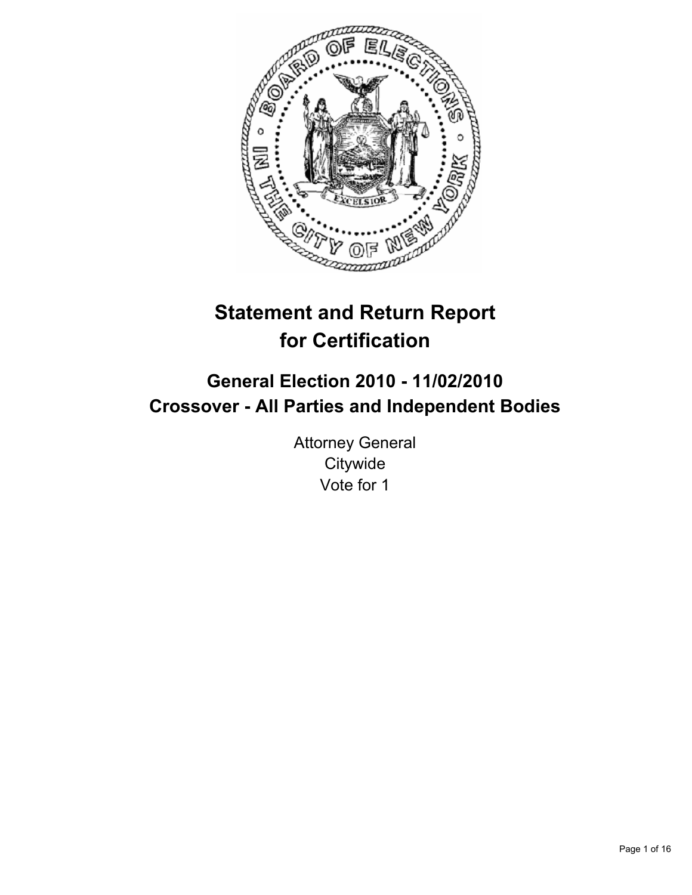# Statement and Return Report for Certification

## General Election 2010 - 11/02/2010
## Crossover - All Parties and Independent Bodies

Attorney General
Citywide
Vote for 1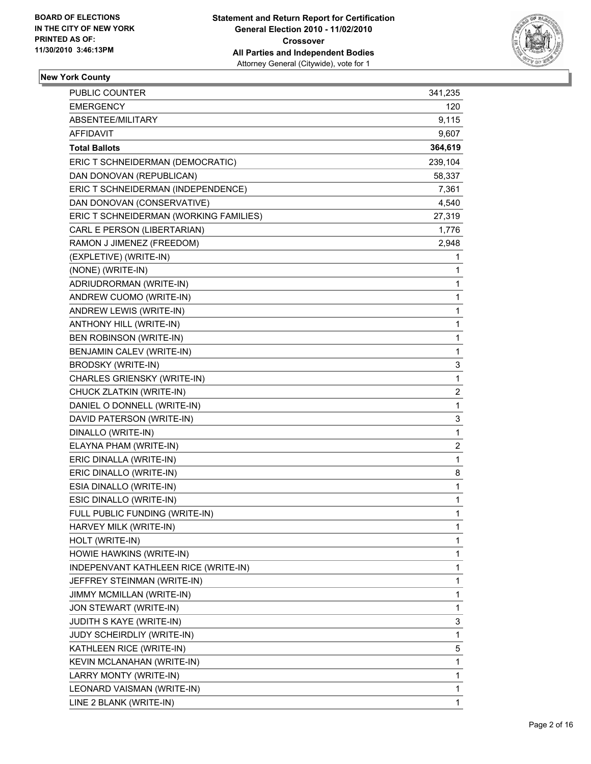**BOARD OF ELECTIONS IN THE CITY OF NEW YORK PRINTED AS OF: 11/30/2010 3:46:13PM**

**Statement and Return Report for Certification General Election 2010 - 11/02/2010 Crossover All Parties and Independent Bodies**
Attorney General (Citywide), vote for 1

**New York County**

| | |
|---|---|
| PUBLIC COUNTER | 341,235 |
| EMERGENCY | 120 |
| ABSENTEE/MILITARY | 9,115 |
| AFFIDAVIT | 9,607 |
| **Total Ballots** | **364,619** |
| ERIC T SCHNEIDERMAN (DEMOCRATIC) | 239,104 |
| DAN DONOVAN (REPUBLICAN) | 58,337 |
| ERIC T SCHNEIDERMAN (INDEPENDENCE) | 7,361 |
| DAN DONOVAN (CONSERVATIVE) | 4,540 |
| ERIC T SCHNEIDERMAN (WORKING FAMILIES) | 27,319 |
| CARL E PERSON (LIBERTARIAN) | 1,776 |
| RAMON J JIMENEZ (FREEDOM) | 2,948 |
| (EXPLETIVE) (WRITE-IN) | 1 |
| (NONE) (WRITE-IN) | 1 |
| ADRIUDRORMAN (WRITE-IN) | 1 |
| ANDREW CUOMO (WRITE-IN) | 1 |
| ANDREW LEWIS (WRITE-IN) | 1 |
| ANTHONY HILL (WRITE-IN) | 1 |
| BEN ROBINSON (WRITE-IN) | 1 |
| BENJAMIN CALEV (WRITE-IN) | 1 |
| BRODSKY (WRITE-IN) | 3 |
| CHARLES GRIENSKY (WRITE-IN) | 1 |
| CHUCK ZLATKIN (WRITE-IN) | 2 |
| DANIEL O DONNELL (WRITE-IN) | 1 |
| DAVID PATERSON (WRITE-IN) | 3 |
| DINALLO (WRITE-IN) | 1 |
| ELAYNA PHAM (WRITE-IN) | 2 |
| ERIC DINALLA (WRITE-IN) | 1 |
| ERIC DINALLO (WRITE-IN) | 8 |
| ESIA DINALLO (WRITE-IN) | 1 |
| ESIC DINALLO (WRITE-IN) | 1 |
| FULL PUBLIC FUNDING (WRITE-IN) | 1 |
| HARVEY MILK (WRITE-IN) | 1 |
| HOLT (WRITE-IN) | 1 |
| HOWIE HAWKINS (WRITE-IN) | 1 |
| INDEPENVANT KATHLEEN RICE (WRITE-IN) | 1 |
| JEFFREY STEINMAN (WRITE-IN) | 1 |
| JIMMY MCMILLAN (WRITE-IN) | 1 |
| JON STEWART (WRITE-IN) | 1 |
| JUDITH S KAYE (WRITE-IN) | 3 |
| JUDY SCHEIRDLIY (WRITE-IN) | 1 |
| KATHLEEN RICE (WRITE-IN) | 5 |
| KEVIN MCLANAHAN (WRITE-IN) | 1 |
| LARRY MONTY (WRITE-IN) | 1 |
| LEONARD VAISMAN (WRITE-IN) | 1 |
| LINE 2 BLANK (WRITE-IN) | 1 |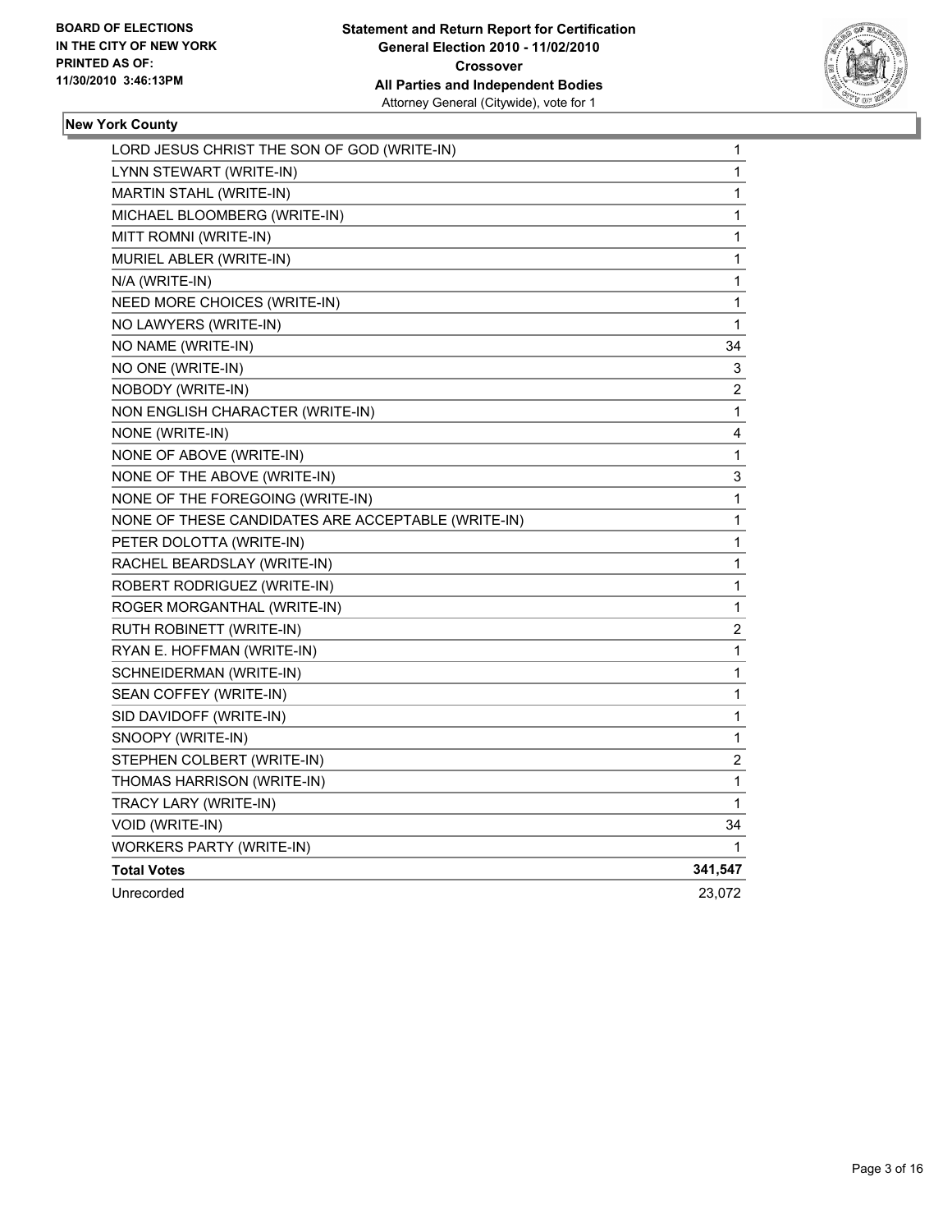**BOARD OF ELECTIONS IN THE CITY OF NEW YORK PRINTED AS OF: 11/30/2010 3:46:13PM**

**Statement and Return Report for Certification General Election 2010 - 11/02/2010 Crossover All Parties and Independent Bodies**
Attorney General (Citywide), vote for 1

**New York County**

| | |
|---|---|
| LORD JESUS CHRIST THE SON OF GOD (WRITE-IN) | 1 |
| LYNN STEWART (WRITE-IN) | 1 |
| MARTIN STAHL (WRITE-IN) | 1 |
| MICHAEL BLOOMBERG (WRITE-IN) | 1 |
| MITT ROMNI (WRITE-IN) | 1 |
| MURIEL ABLER (WRITE-IN) | 1 |
| N/A (WRITE-IN) | 1 |
| NEED MORE CHOICES (WRITE-IN) | 1 |
| NO LAWYERS (WRITE-IN) | 1 |
| NO NAME (WRITE-IN) | 34 |
| NO ONE (WRITE-IN) | 3 |
| NOBODY (WRITE-IN) | 2 |
| NON ENGLISH CHARACTER (WRITE-IN) | 1 |
| NONE (WRITE-IN) | 4 |
| NONE OF ABOVE (WRITE-IN) | 1 |
| NONE OF THE ABOVE (WRITE-IN) | 3 |
| NONE OF THE FOREGOING (WRITE-IN) | 1 |
| NONE OF THESE CANDIDATES ARE ACCEPTABLE (WRITE-IN) | 1 |
| PETER DOLOTTA (WRITE-IN) | 1 |
| RACHEL BEARDSLAY (WRITE-IN) | 1 |
| ROBERT RODRIGUEZ (WRITE-IN) | 1 |
| ROGER MORGANTHAL (WRITE-IN) | 1 |
| RUTH ROBINETT (WRITE-IN) | 2 |
| RYAN E. HOFFMAN (WRITE-IN) | 1 |
| SCHNEIDERMAN (WRITE-IN) | 1 |
| SEAN COFFEY (WRITE-IN) | 1 |
| SID DAVIDOFF (WRITE-IN) | 1 |
| SNOOPY (WRITE-IN) | 1 |
| STEPHEN COLBERT (WRITE-IN) | 2 |
| THOMAS HARRISON (WRITE-IN) | 1 |
| TRACY LARY (WRITE-IN) | 1 |
| VOID (WRITE-IN) | 34 |
| WORKERS PARTY (WRITE-IN) | 1 |
| **Total Votes** | **341,547** |
| Unrecorded | 23,072 |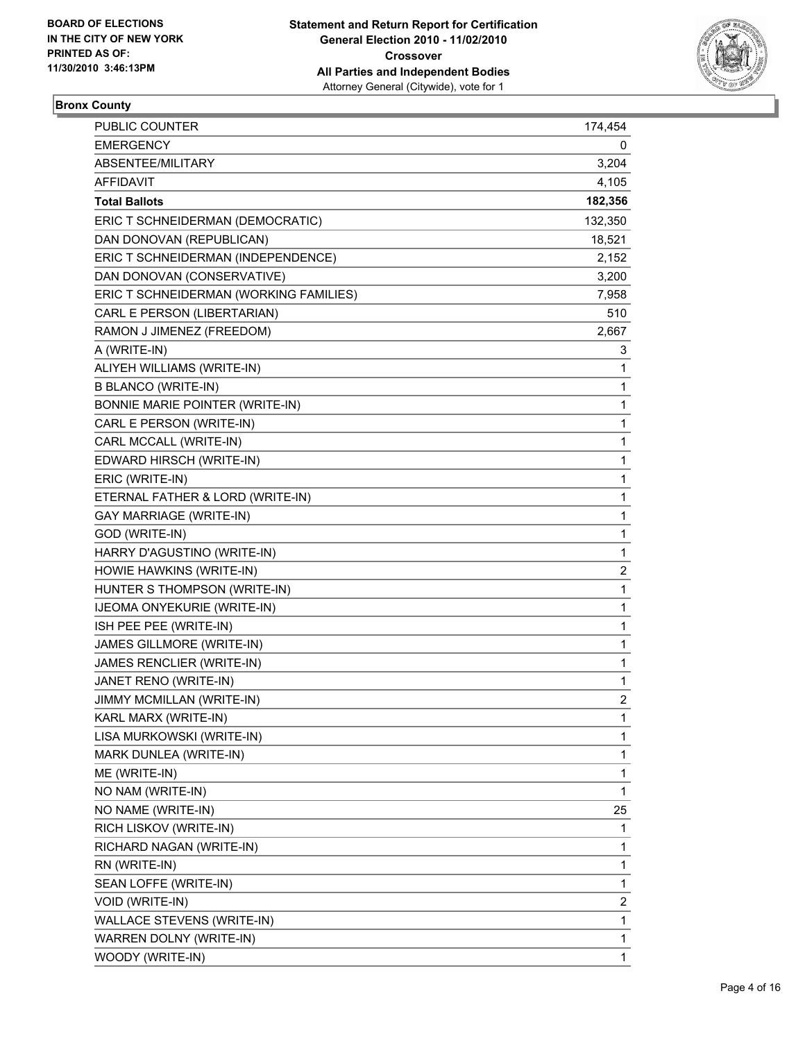BOARD OF ELECTIONS
IN THE CITY OF NEW YORK
PRINTED AS OF:
11/30/2010 3:46:13PM

**Statement and Return Report for Certification**
**General Election 2010 - 11/02/2010**
**Crossover**
**All Parties and Independent Bodies**
Attorney General (Citywide), vote for 1

## Bronx County

| | |
|---|---|
| PUBLIC COUNTER | 174,454 |
| EMERGENCY | 0 |
| ABSENTEE/MILITARY | 3,204 |
| AFFIDAVIT | 4,105 |
| **Total Ballots** | **182,356** |
| ERIC T SCHNEIDERMAN (DEMOCRATIC) | 132,350 |
| DAN DONOVAN (REPUBLICAN) | 18,521 |
| ERIC T SCHNEIDERMAN (INDEPENDENCE) | 2,152 |
| DAN DONOVAN (CONSERVATIVE) | 3,200 |
| ERIC T SCHNEIDERMAN (WORKING FAMILIES) | 7,958 |
| CARL E PERSON (LIBERTARIAN) | 510 |
| RAMON J JIMENEZ (FREEDOM) | 2,667 |
| A (WRITE-IN) | 3 |
| ALIYEH WILLIAMS (WRITE-IN) | 1 |
| B BLANCO (WRITE-IN) | 1 |
| BONNIE MARIE POINTER (WRITE-IN) | 1 |
| CARL E PERSON (WRITE-IN) | 1 |
| CARL MCCALL (WRITE-IN) | 1 |
| EDWARD HIRSCH (WRITE-IN) | 1 |
| ERIC (WRITE-IN) | 1 |
| ETERNAL FATHER & LORD (WRITE-IN) | 1 |
| GAY MARRIAGE (WRITE-IN) | 1 |
| GOD (WRITE-IN) | 1 |
| HARRY D'AGUSTINO (WRITE-IN) | 1 |
| HOWIE HAWKINS (WRITE-IN) | 2 |
| HUNTER S THOMPSON (WRITE-IN) | 1 |
| IJEOMA ONYEKURIE (WRITE-IN) | 1 |
| ISH PEE PEE (WRITE-IN) | 1 |
| JAMES GILLMORE (WRITE-IN) | 1 |
| JAMES RENCLIER (WRITE-IN) | 1 |
| JANET RENO (WRITE-IN) | 1 |
| JIMMY MCMILLAN (WRITE-IN) | 2 |
| KARL MARX (WRITE-IN) | 1 |
| LISA MURKOWSKI (WRITE-IN) | 1 |
| MARK DUNLEA (WRITE-IN) | 1 |
| ME (WRITE-IN) | 1 |
| NO NAM (WRITE-IN) | 1 |
| NO NAME (WRITE-IN) | 25 |
| RICH LISKOV (WRITE-IN) | 1 |
| RICHARD NAGAN (WRITE-IN) | 1 |
| RN (WRITE-IN) | 1 |
| SEAN LOFFE (WRITE-IN) | 1 |
| VOID (WRITE-IN) | 2 |
| WALLACE STEVENS (WRITE-IN) | 1 |
| WARREN DOLNY (WRITE-IN) | 1 |
| WOODY (WRITE-IN) | 1 |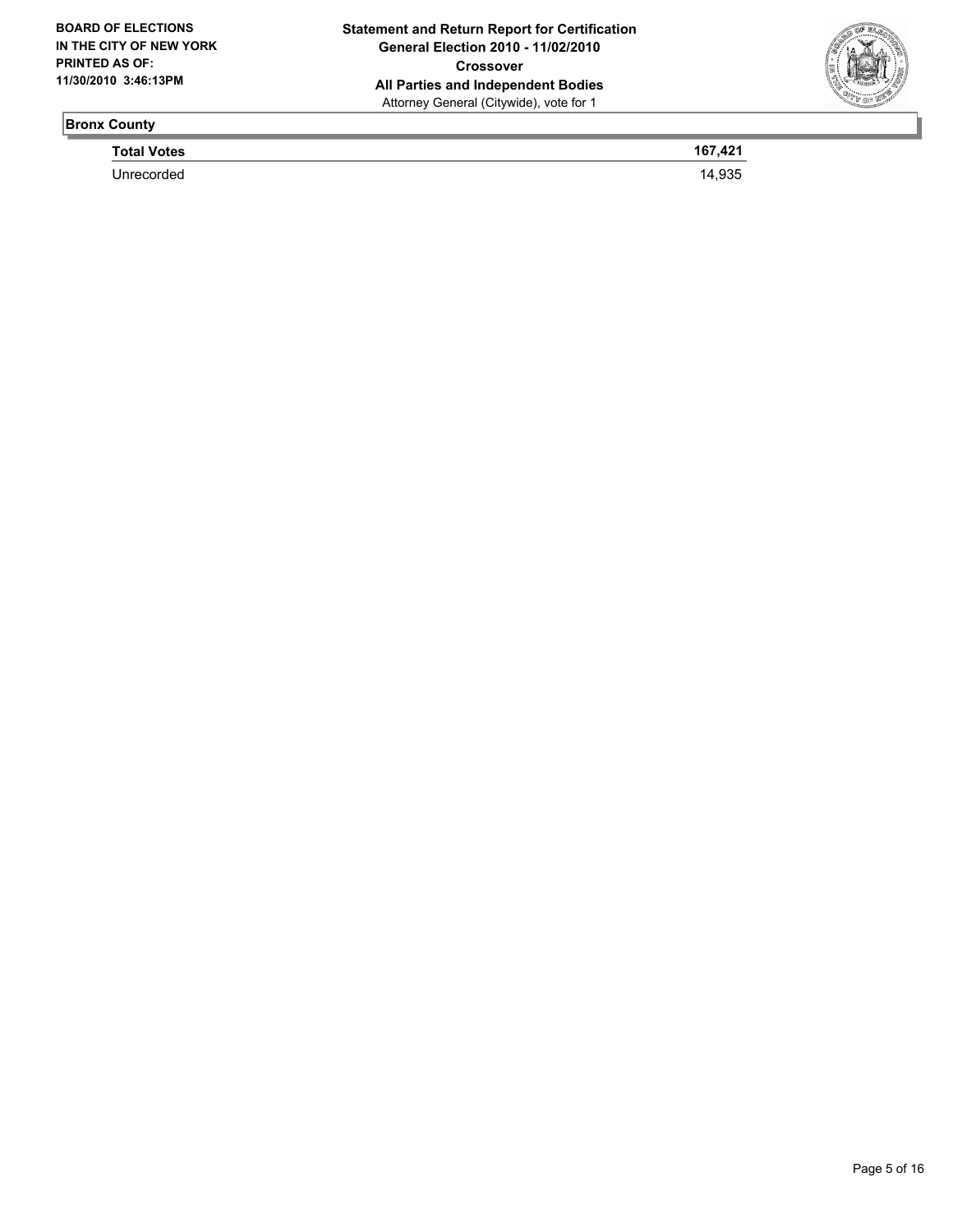**BOARD OF ELECTIONS IN THE CITY OF NEW YORK PRINTED AS OF: 11/30/2010 3:46:13PM**

**Statement and Return Report for Certification**
**General Election 2010 - 11/02/2010**
**Crossover**
**All Parties and Independent Bodies**
Attorney General (Citywide), vote for 1

**Bronx County**

| | |
|---|---|
| **Total Votes** | **167,421** |
| Unrecorded | 14,935 |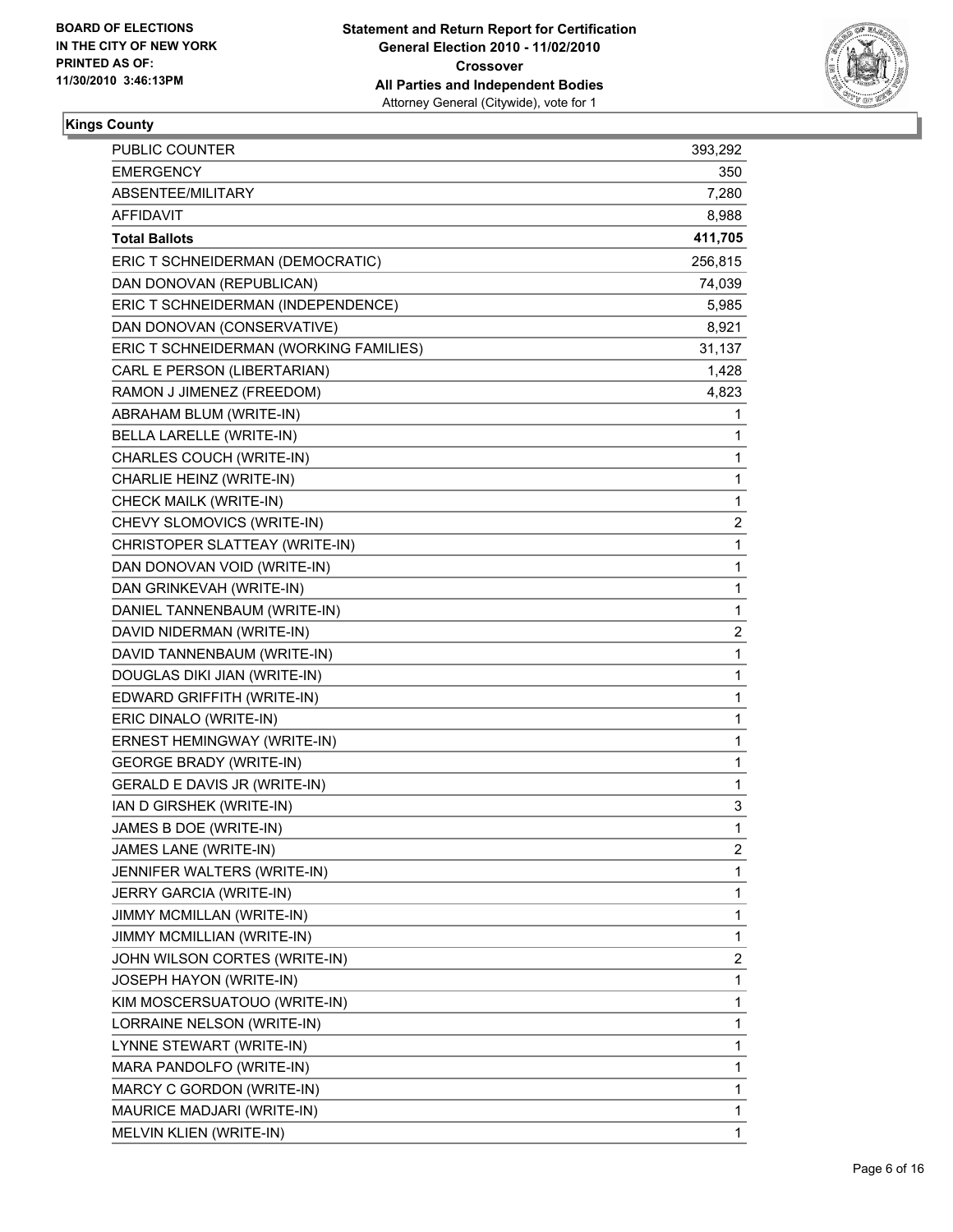**BOARD OF ELECTIONS IN THE CITY OF NEW YORK PRINTED AS OF: 11/30/2010 3:46:13PM**

**Statement and Return Report for Certification**
**General Election 2010 - 11/02/2010**
**Crossover**
**All Parties and Independent Bodies**
Attorney General (Citywide), vote for 1

## Kings County

| | |
|---|---|
| PUBLIC COUNTER | 393,292 |
| EMERGENCY | 350 |
| ABSENTEE/MILITARY | 7,280 |
| AFFIDAVIT | 8,988 |
| **Total Ballots** | **411,705** |
| ERIC T SCHNEIDERMAN (DEMOCRATIC) | 256,815 |
| DAN DONOVAN (REPUBLICAN) | 74,039 |
| ERIC T SCHNEIDERMAN (INDEPENDENCE) | 5,985 |
| DAN DONOVAN (CONSERVATIVE) | 8,921 |
| ERIC T SCHNEIDERMAN (WORKING FAMILIES) | 31,137 |
| CARL E PERSON (LIBERTARIAN) | 1,428 |
| RAMON J JIMENEZ (FREEDOM) | 4,823 |
| ABRAHAM BLUM (WRITE-IN) | 1 |
| BELLA LARELLE (WRITE-IN) | 1 |
| CHARLES COUCH (WRITE-IN) | 1 |
| CHARLIE HEINZ (WRITE-IN) | 1 |
| CHECK MAILK (WRITE-IN) | 1 |
| CHEVY SLOMOVICS (WRITE-IN) | 2 |
| CHRISTOPER SLATTEAY (WRITE-IN) | 1 |
| DAN DONOVAN VOID (WRITE-IN) | 1 |
| DAN GRINKEVAH (WRITE-IN) | 1 |
| DANIEL TANNENBAUM (WRITE-IN) | 1 |
| DAVID NIDERMAN (WRITE-IN) | 2 |
| DAVID TANNENBAUM (WRITE-IN) | 1 |
| DOUGLAS DIKI JIAN (WRITE-IN) | 1 |
| EDWARD GRIFFITH (WRITE-IN) | 1 |
| ERIC DINALO (WRITE-IN) | 1 |
| ERNEST HEMINGWAY (WRITE-IN) | 1 |
| GEORGE BRADY (WRITE-IN) | 1 |
| GERALD E DAVIS JR (WRITE-IN) | 1 |
| IAN D GIRSHEK (WRITE-IN) | 3 |
| JAMES B DOE (WRITE-IN) | 1 |
| JAMES LANE (WRITE-IN) | 2 |
| JENNIFER WALTERS (WRITE-IN) | 1 |
| JERRY GARCIA (WRITE-IN) | 1 |
| JIMMY MCMILLAN (WRITE-IN) | 1 |
| JIMMY MCMILLIAN (WRITE-IN) | 1 |
| JOHN WILSON CORTES (WRITE-IN) | 2 |
| JOSEPH HAYON (WRITE-IN) | 1 |
| KIM MOSCERSUATOUO (WRITE-IN) | 1 |
| LORRAINE NELSON (WRITE-IN) | 1 |
| LYNNE STEWART (WRITE-IN) | 1 |
| MARA PANDOLFO (WRITE-IN) | 1 |
| MARCY C GORDON (WRITE-IN) | 1 |
| MAURICE MADJARI (WRITE-IN) | 1 |
| MELVIN KLIEN (WRITE-IN) | 1 |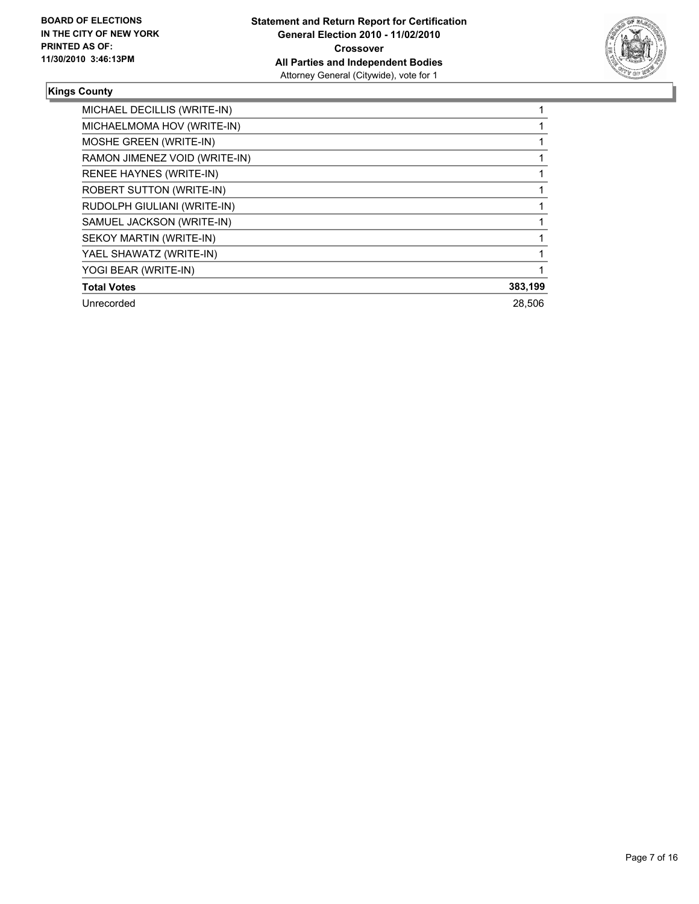**BOARD OF ELECTIONS IN THE CITY OF NEW YORK PRINTED AS OF: 11/30/2010 3:46:13PM**

**Statement and Return Report for Certification General Election 2010 - 11/02/2010 Crossover All Parties and Independent Bodies**
Attorney General (Citywide), vote for 1

### Kings County

| | |
|---|---|
| MICHAEL DECILLIS (WRITE-IN) | 1 |
| MICHAELMOMA HOV (WRITE-IN) | 1 |
| MOSHE GREEN (WRITE-IN) | 1 |
| RAMON JIMENEZ VOID (WRITE-IN) | 1 |
| RENEE HAYNES (WRITE-IN) | 1 |
| ROBERT SUTTON (WRITE-IN) | 1 |
| RUDOLPH GIULIANI (WRITE-IN) | 1 |
| SAMUEL JACKSON (WRITE-IN) | 1 |
| SEKOY MARTIN (WRITE-IN) | 1 |
| YAEL SHAWATZ (WRITE-IN) | 1 |
| YOGI BEAR (WRITE-IN) | 1 |
| **Total Votes** | **383,199** |
| Unrecorded | 28,506 |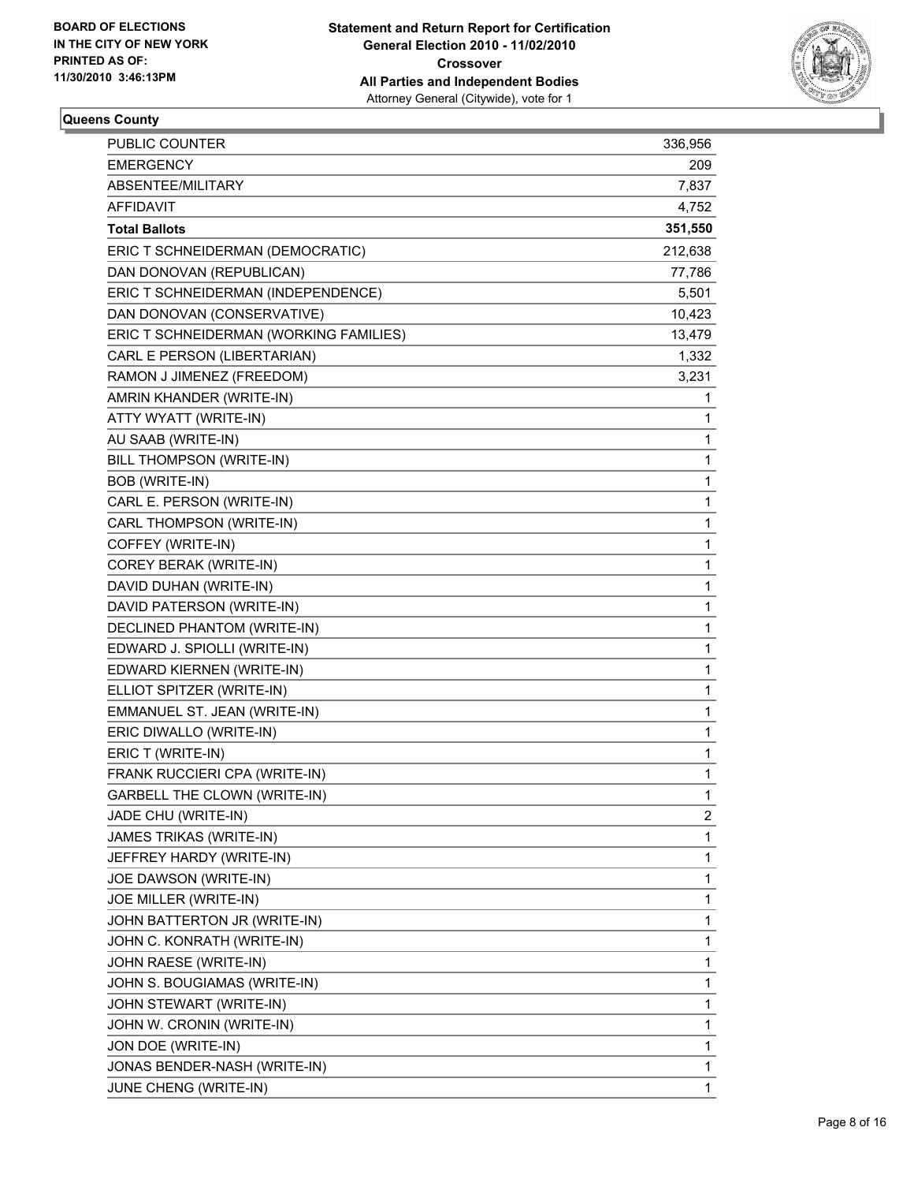BOARD OF ELECTIONS
IN THE CITY OF NEW YORK
PRINTED AS OF:
11/30/2010 3:46:13PM

**Statement and Return Report for Certification**
**General Election 2010 - 11/02/2010**
**Crossover**
**All Parties and Independent Bodies**
Attorney General (Citywide), vote for 1

### Queens County

| | |
|---|---|
| PUBLIC COUNTER | 336,956 |
| EMERGENCY | 209 |
| ABSENTEE/MILITARY | 7,837 |
| AFFIDAVIT | 4,752 |
| **Total Ballots** | **351,550** |
| ERIC T SCHNEIDERMAN (DEMOCRATIC) | 212,638 |
| DAN DONOVAN (REPUBLICAN) | 77,786 |
| ERIC T SCHNEIDERMAN (INDEPENDENCE) | 5,501 |
| DAN DONOVAN (CONSERVATIVE) | 10,423 |
| ERIC T SCHNEIDERMAN (WORKING FAMILIES) | 13,479 |
| CARL E PERSON (LIBERTARIAN) | 1,332 |
| RAMON J JIMENEZ (FREEDOM) | 3,231 |
| AMRIN KHANDER (WRITE-IN) | 1 |
| ATTY WYATT (WRITE-IN) | 1 |
| AU SAAB (WRITE-IN) | 1 |
| BILL THOMPSON (WRITE-IN) | 1 |
| BOB (WRITE-IN) | 1 |
| CARL E. PERSON (WRITE-IN) | 1 |
| CARL THOMPSON (WRITE-IN) | 1 |
| COFFEY (WRITE-IN) | 1 |
| COREY BERAK (WRITE-IN) | 1 |
| DAVID DUHAN (WRITE-IN) | 1 |
| DAVID PATERSON (WRITE-IN) | 1 |
| DECLINED PHANTOM (WRITE-IN) | 1 |
| EDWARD J. SPIOLLI (WRITE-IN) | 1 |
| EDWARD KIERNEN (WRITE-IN) | 1 |
| ELLIOT SPITZER (WRITE-IN) | 1 |
| EMMANUEL ST. JEAN (WRITE-IN) | 1 |
| ERIC DIWALLO (WRITE-IN) | 1 |
| ERIC T (WRITE-IN) | 1 |
| FRANK RUCCIERI CPA (WRITE-IN) | 1 |
| GARBELL THE CLOWN (WRITE-IN) | 1 |
| JADE CHU (WRITE-IN) | 2 |
| JAMES TRIKAS (WRITE-IN) | 1 |
| JEFFREY HARDY (WRITE-IN) | 1 |
| JOE DAWSON (WRITE-IN) | 1 |
| JOE MILLER (WRITE-IN) | 1 |
| JOHN BATTERTON JR (WRITE-IN) | 1 |
| JOHN C. KONRATH (WRITE-IN) | 1 |
| JOHN RAESE (WRITE-IN) | 1 |
| JOHN S. BOUGIAMAS (WRITE-IN) | 1 |
| JOHN STEWART (WRITE-IN) | 1 |
| JOHN W. CRONIN (WRITE-IN) | 1 |
| JON DOE (WRITE-IN) | 1 |
| JONAS BENDER-NASH (WRITE-IN) | 1 |
| JUNE CHENG (WRITE-IN) | 1 |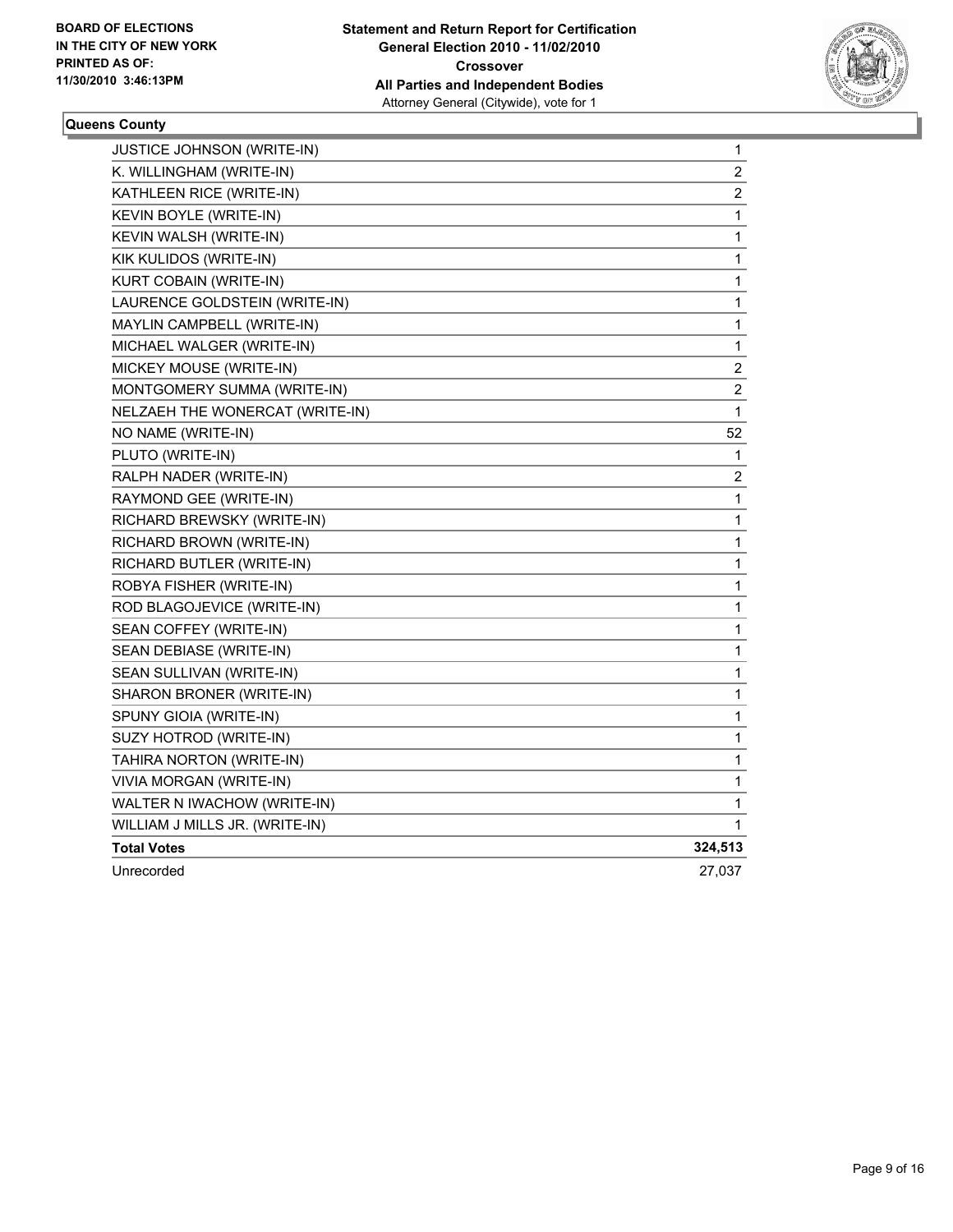**BOARD OF ELECTIONS IN THE CITY OF NEW YORK PRINTED AS OF: 11/30/2010 3:46:13PM**

**Statement and Return Report for Certification General Election 2010 - 11/02/2010 Crossover All Parties and Independent Bodies**
Attorney General (Citywide), vote for 1

**Queens County**

| | |
|---|---|
| JUSTICE JOHNSON (WRITE-IN) | 1 |
| K. WILLINGHAM (WRITE-IN) | 2 |
| KATHLEEN RICE (WRITE-IN) | 2 |
| KEVIN BOYLE (WRITE-IN) | 1 |
| KEVIN WALSH (WRITE-IN) | 1 |
| KIK KULIDOS (WRITE-IN) | 1 |
| KURT COBAIN (WRITE-IN) | 1 |
| LAURENCE GOLDSTEIN (WRITE-IN) | 1 |
| MAYLIN CAMPBELL (WRITE-IN) | 1 |
| MICHAEL WALGER (WRITE-IN) | 1 |
| MICKEY MOUSE (WRITE-IN) | 2 |
| MONTGOMERY SUMMA (WRITE-IN) | 2 |
| NELZAEH THE WONERCAT (WRITE-IN) | 1 |
| NO NAME (WRITE-IN) | 52 |
| PLUTO (WRITE-IN) | 1 |
| RALPH NADER (WRITE-IN) | 2 |
| RAYMOND GEE (WRITE-IN) | 1 |
| RICHARD BREWSKY (WRITE-IN) | 1 |
| RICHARD BROWN (WRITE-IN) | 1 |
| RICHARD BUTLER (WRITE-IN) | 1 |
| ROBYA FISHER (WRITE-IN) | 1 |
| ROD BLAGOJEVICE (WRITE-IN) | 1 |
| SEAN COFFEY (WRITE-IN) | 1 |
| SEAN DEBIASE (WRITE-IN) | 1 |
| SEAN SULLIVAN (WRITE-IN) | 1 |
| SHARON BRONER (WRITE-IN) | 1 |
| SPUNY GIOIA (WRITE-IN) | 1 |
| SUZY HOTROD (WRITE-IN) | 1 |
| TAHIRA NORTON (WRITE-IN) | 1 |
| VIVIA MORGAN (WRITE-IN) | 1 |
| WALTER N IWACHOW (WRITE-IN) | 1 |
| WILLIAM J MILLS JR. (WRITE-IN) | 1 |
| **Total Votes** | **324,513** |
| Unrecorded | 27,037 |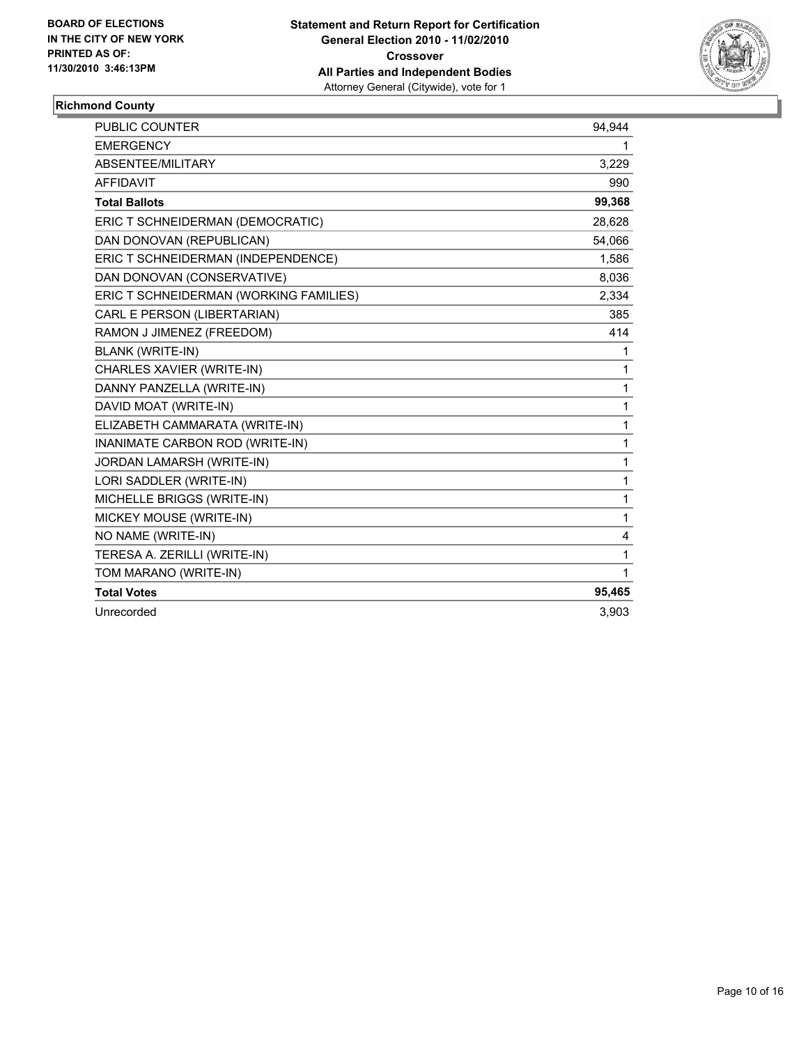**BOARD OF ELECTIONS IN THE CITY OF NEW YORK PRINTED AS OF: 11/30/2010 3:46:13PM**

**Statement and Return Report for Certification General Election 2010 - 11/02/2010 Crossover All Parties and Independent Bodies**
Attorney General (Citywide), vote for 1

**Richmond County**

| | |
|---|---|
| PUBLIC COUNTER | 94,944 |
| EMERGENCY | 1 |
| ABSENTEE/MILITARY | 3,229 |
| AFFIDAVIT | 990 |
| **Total Ballots** | **99,368** |
| ERIC T SCHNEIDERMAN (DEMOCRATIC) | 28,628 |
| DAN DONOVAN (REPUBLICAN) | 54,066 |
| ERIC T SCHNEIDERMAN (INDEPENDENCE) | 1,586 |
| DAN DONOVAN (CONSERVATIVE) | 8,036 |
| ERIC T SCHNEIDERMAN (WORKING FAMILIES) | 2,334 |
| CARL E PERSON (LIBERTARIAN) | 385 |
| RAMON J JIMENEZ (FREEDOM) | 414 |
| BLANK (WRITE-IN) | 1 |
| CHARLES XAVIER (WRITE-IN) | 1 |
| DANNY PANZELLA (WRITE-IN) | 1 |
| DAVID MOAT (WRITE-IN) | 1 |
| ELIZABETH CAMMARATA (WRITE-IN) | 1 |
| INANIMATE CARBON ROD (WRITE-IN) | 1 |
| JORDAN LAMARSH (WRITE-IN) | 1 |
| LORI SADDLER (WRITE-IN) | 1 |
| MICHELLE BRIGGS (WRITE-IN) | 1 |
| MICKEY MOUSE (WRITE-IN) | 1 |
| NO NAME (WRITE-IN) | 4 |
| TERESA A. ZERILLI (WRITE-IN) | 1 |
| TOM MARANO (WRITE-IN) | 1 |
| **Total Votes** | **95,465** |
| Unrecorded | 3,903 |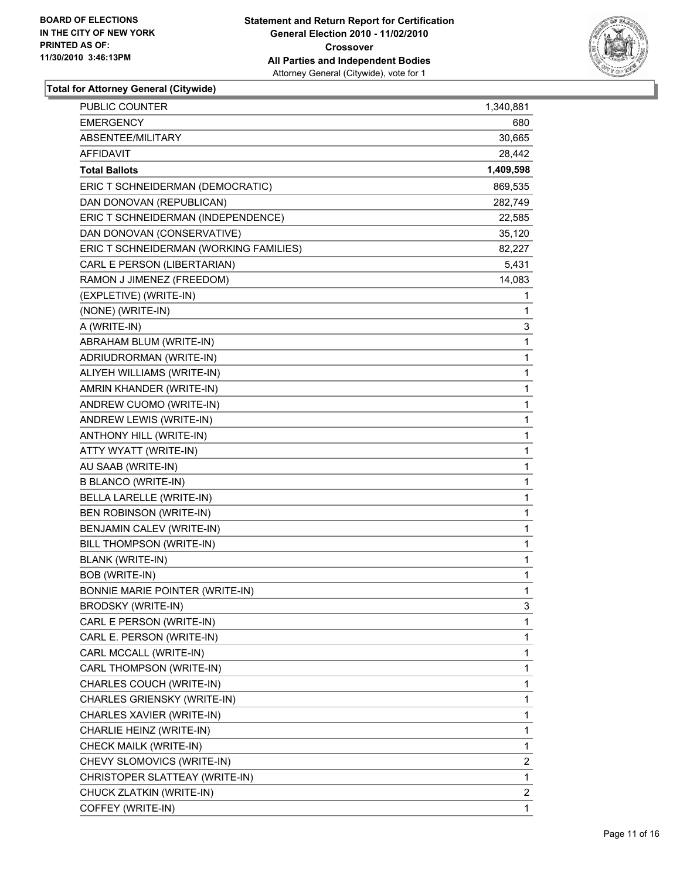**BOARD OF ELECTIONS IN THE CITY OF NEW YORK PRINTED AS OF: 11/30/2010 3:46:13PM**

**Statement and Return Report for Certification General Election 2010 - 11/02/2010 Crossover All Parties and Independent Bodies**
Attorney General (Citywide), vote for 1

**Total for Attorney General (Citywide)**

| | |
|---|---|
| PUBLIC COUNTER | 1,340,881 |
| EMERGENCY | 680 |
| ABSENTEE/MILITARY | 30,665 |
| AFFIDAVIT | 28,442 |
| **Total Ballots** | **1,409,598** |
| ERIC T SCHNEIDERMAN (DEMOCRATIC) | 869,535 |
| DAN DONOVAN (REPUBLICAN) | 282,749 |
| ERIC T SCHNEIDERMAN (INDEPENDENCE) | 22,585 |
| DAN DONOVAN (CONSERVATIVE) | 35,120 |
| ERIC T SCHNEIDERMAN (WORKING FAMILIES) | 82,227 |
| CARL E PERSON (LIBERTARIAN) | 5,431 |
| RAMON J JIMENEZ (FREEDOM) | 14,083 |
| (EXPLETIVE) (WRITE-IN) | 1 |
| (NONE) (WRITE-IN) | 1 |
| A (WRITE-IN) | 3 |
| ABRAHAM BLUM (WRITE-IN) | 1 |
| ADRIUDRORMAN (WRITE-IN) | 1 |
| ALIYEH WILLIAMS (WRITE-IN) | 1 |
| AMRIN KHANDER (WRITE-IN) | 1 |
| ANDREW CUOMO (WRITE-IN) | 1 |
| ANDREW LEWIS (WRITE-IN) | 1 |
| ANTHONY HILL (WRITE-IN) | 1 |
| ATTY WYATT (WRITE-IN) | 1 |
| AU SAAB (WRITE-IN) | 1 |
| B BLANCO (WRITE-IN) | 1 |
| BELLA LARELLE (WRITE-IN) | 1 |
| BEN ROBINSON (WRITE-IN) | 1 |
| BENJAMIN CALEV (WRITE-IN) | 1 |
| BILL THOMPSON (WRITE-IN) | 1 |
| BLANK (WRITE-IN) | 1 |
| BOB (WRITE-IN) | 1 |
| BONNIE MARIE POINTER (WRITE-IN) | 1 |
| BRODSKY (WRITE-IN) | 3 |
| CARL E PERSON (WRITE-IN) | 1 |
| CARL E. PERSON (WRITE-IN) | 1 |
| CARL MCCALL (WRITE-IN) | 1 |
| CARL THOMPSON (WRITE-IN) | 1 |
| CHARLES COUCH (WRITE-IN) | 1 |
| CHARLES GRIENSKY (WRITE-IN) | 1 |
| CHARLES XAVIER (WRITE-IN) | 1 |
| CHARLIE HEINZ (WRITE-IN) | 1 |
| CHECK MAILK (WRITE-IN) | 1 |
| CHEVY SLOMOVICS (WRITE-IN) | 2 |
| CHRISTOPER SLATTEAY (WRITE-IN) | 1 |
| CHUCK ZLATKIN (WRITE-IN) | 2 |
| COFFEY (WRITE-IN) | 1 |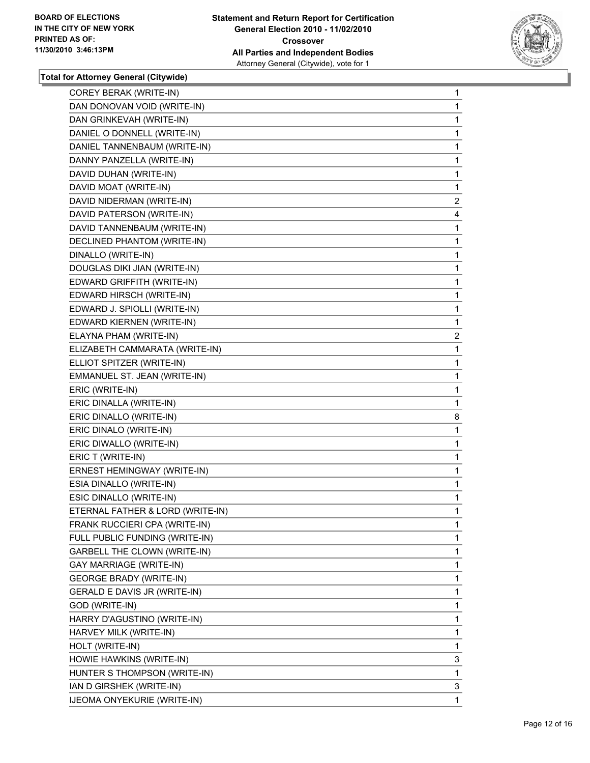**BOARD OF ELECTIONS IN THE CITY OF NEW YORK PRINTED AS OF: 11/30/2010 3:46:13PM**

**Statement and Return Report for Certification General Election 2010 - 11/02/2010 Crossover All Parties and Independent Bodies**
Attorney General (Citywide), vote for 1

**Total for Attorney General (Citywide)**

| | |
|---|---|
| COREY BERAK (WRITE-IN) | 1 |
| DAN DONOVAN VOID (WRITE-IN) | 1 |
| DAN GRINKEVAH (WRITE-IN) | 1 |
| DANIEL O DONNELL (WRITE-IN) | 1 |
| DANIEL TANNENBAUM (WRITE-IN) | 1 |
| DANNY PANZELLA (WRITE-IN) | 1 |
| DAVID DUHAN (WRITE-IN) | 1 |
| DAVID MOAT (WRITE-IN) | 1 |
| DAVID NIDERMAN (WRITE-IN) | 2 |
| DAVID PATERSON (WRITE-IN) | 4 |
| DAVID TANNENBAUM (WRITE-IN) | 1 |
| DECLINED PHANTOM (WRITE-IN) | 1 |
| DINALLO (WRITE-IN) | 1 |
| DOUGLAS DIKI JIAN (WRITE-IN) | 1 |
| EDWARD GRIFFITH (WRITE-IN) | 1 |
| EDWARD HIRSCH (WRITE-IN) | 1 |
| EDWARD J. SPIOLLI (WRITE-IN) | 1 |
| EDWARD KIERNEN (WRITE-IN) | 1 |
| ELAYNA PHAM (WRITE-IN) | 2 |
| ELIZABETH CAMMARATA (WRITE-IN) | 1 |
| ELLIOT SPITZER (WRITE-IN) | 1 |
| EMMANUEL ST. JEAN (WRITE-IN) | 1 |
| ERIC (WRITE-IN) | 1 |
| ERIC DINALLA (WRITE-IN) | 1 |
| ERIC DINALLO (WRITE-IN) | 8 |
| ERIC DINALO (WRITE-IN) | 1 |
| ERIC DIWALLO (WRITE-IN) | 1 |
| ERIC T (WRITE-IN) | 1 |
| ERNEST HEMINGWAY (WRITE-IN) | 1 |
| ESIA DINALLO (WRITE-IN) | 1 |
| ESIC DINALLO (WRITE-IN) | 1 |
| ETERNAL FATHER & LORD (WRITE-IN) | 1 |
| FRANK RUCCIERI CPA (WRITE-IN) | 1 |
| FULL PUBLIC FUNDING (WRITE-IN) | 1 |
| GARBELL THE CLOWN (WRITE-IN) | 1 |
| GAY MARRIAGE (WRITE-IN) | 1 |
| GEORGE BRADY (WRITE-IN) | 1 |
| GERALD E DAVIS JR (WRITE-IN) | 1 |
| GOD (WRITE-IN) | 1 |
| HARRY D'AGUSTINO (WRITE-IN) | 1 |
| HARVEY MILK (WRITE-IN) | 1 |
| HOLT (WRITE-IN) | 1 |
| HOWIE HAWKINS (WRITE-IN) | 3 |
| HUNTER S THOMPSON (WRITE-IN) | 1 |
| IAN D GIRSHEK (WRITE-IN) | 3 |
| IJEOMA ONYEKURIE (WRITE-IN) | 1 |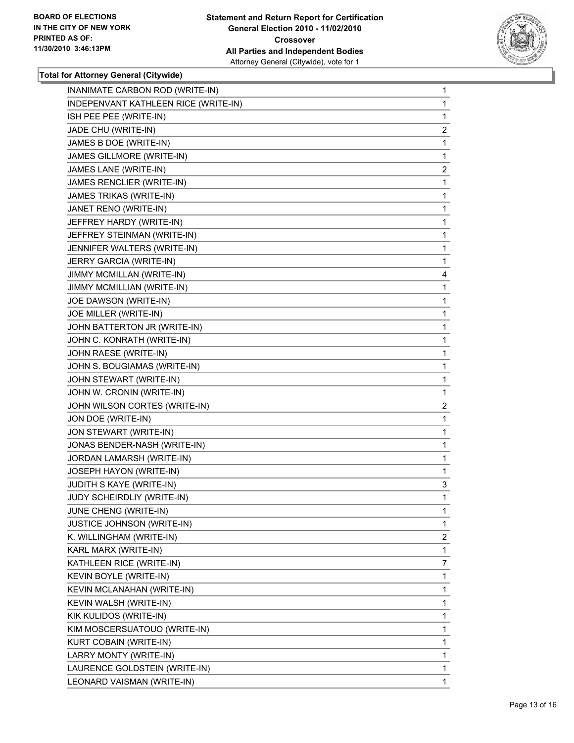**BOARD OF ELECTIONS IN THE CITY OF NEW YORK PRINTED AS OF: 11/30/2010 3:46:13PM**

**Statement and Return Report for Certification General Election 2010 - 11/02/2010 Crossover All Parties and Independent Bodies**
Attorney General (Citywide), vote for 1

**Total for Attorney General (Citywide)**

| | |
|---|---|
| INANIMATE CARBON ROD (WRITE-IN) | 1 |
| INDEPENVANT KATHLEEN RICE (WRITE-IN) | 1 |
| ISH PEE PEE (WRITE-IN) | 1 |
| JADE CHU (WRITE-IN) | 2 |
| JAMES B DOE (WRITE-IN) | 1 |
| JAMES GILLMORE (WRITE-IN) | 1 |
| JAMES LANE (WRITE-IN) | 2 |
| JAMES RENCLIER (WRITE-IN) | 1 |
| JAMES TRIKAS (WRITE-IN) | 1 |
| JANET RENO (WRITE-IN) | 1 |
| JEFFREY HARDY (WRITE-IN) | 1 |
| JEFFREY STEINMAN (WRITE-IN) | 1 |
| JENNIFER WALTERS (WRITE-IN) | 1 |
| JERRY GARCIA (WRITE-IN) | 1 |
| JIMMY MCMILLAN (WRITE-IN) | 4 |
| JIMMY MCMILLIAN (WRITE-IN) | 1 |
| JOE DAWSON (WRITE-IN) | 1 |
| JOE MILLER (WRITE-IN) | 1 |
| JOHN BATTERTON JR (WRITE-IN) | 1 |
| JOHN C. KONRATH (WRITE-IN) | 1 |
| JOHN RAESE (WRITE-IN) | 1 |
| JOHN S. BOUGIAMAS (WRITE-IN) | 1 |
| JOHN STEWART (WRITE-IN) | 1 |
| JOHN W. CRONIN (WRITE-IN) | 1 |
| JOHN WILSON CORTES (WRITE-IN) | 2 |
| JON DOE (WRITE-IN) | 1 |
| JON STEWART (WRITE-IN) | 1 |
| JONAS BENDER-NASH (WRITE-IN) | 1 |
| JORDAN LAMARSH (WRITE-IN) | 1 |
| JOSEPH HAYON (WRITE-IN) | 1 |
| JUDITH S KAYE (WRITE-IN) | 3 |
| JUDY SCHEIRDLIY (WRITE-IN) | 1 |
| JUNE CHENG (WRITE-IN) | 1 |
| JUSTICE JOHNSON (WRITE-IN) | 1 |
| K. WILLINGHAM (WRITE-IN) | 2 |
| KARL MARX (WRITE-IN) | 1 |
| KATHLEEN RICE (WRITE-IN) | 7 |
| KEVIN BOYLE (WRITE-IN) | 1 |
| KEVIN MCLANAHAN (WRITE-IN) | 1 |
| KEVIN WALSH (WRITE-IN) | 1 |
| KIK KULIDOS (WRITE-IN) | 1 |
| KIM MOSCERSUATOUO (WRITE-IN) | 1 |
| KURT COBAIN (WRITE-IN) | 1 |
| LARRY MONTY (WRITE-IN) | 1 |
| LAURENCE GOLDSTEIN (WRITE-IN) | 1 |
| LEONARD VAISMAN (WRITE-IN) | 1 |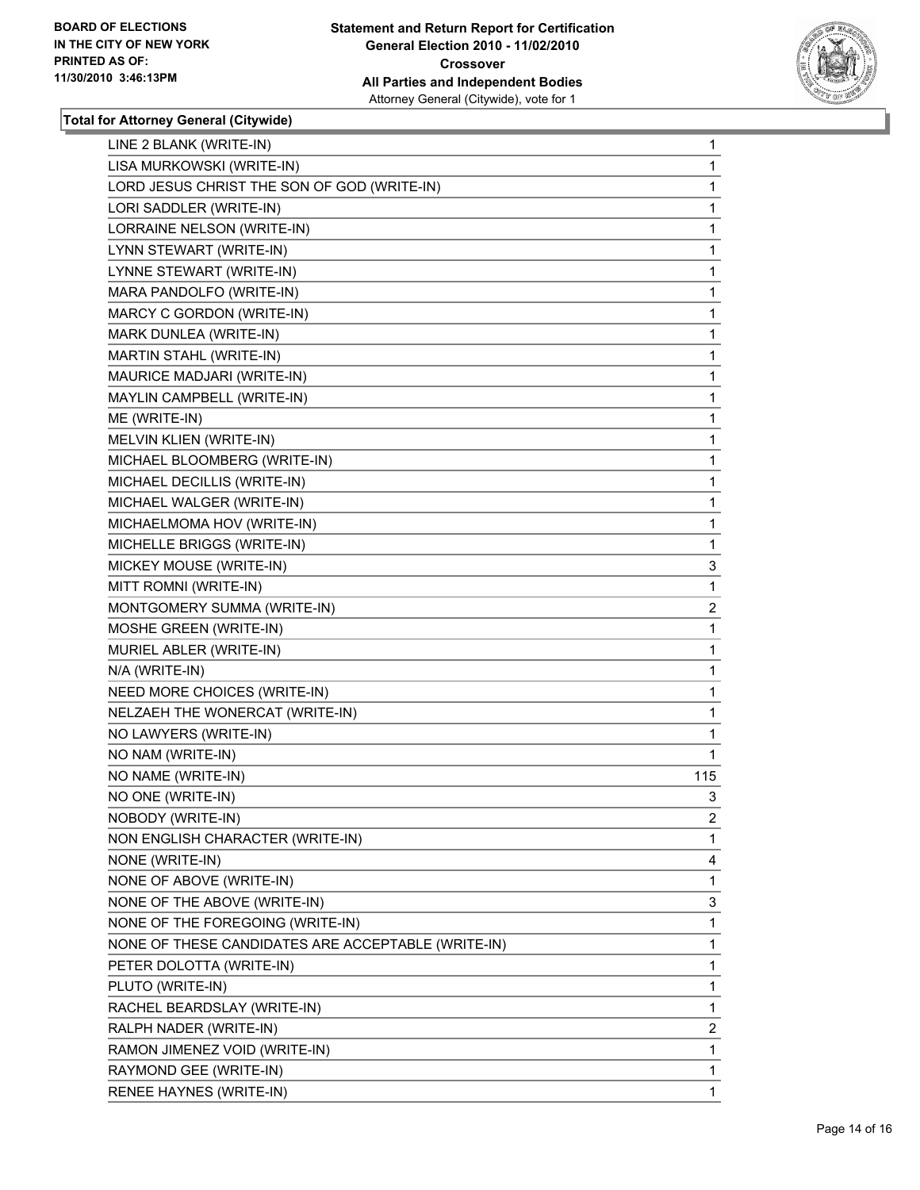**BOARD OF ELECTIONS IN THE CITY OF NEW YORK PRINTED AS OF: 11/30/2010 3:46:13PM**

**Statement and Return Report for Certification General Election 2010 - 11/02/2010 Crossover All Parties and Independent Bodies**
Attorney General (Citywide), vote for 1

**Total for Attorney General (Citywide)**

| | |
|---|---|
| LINE 2 BLANK (WRITE-IN) | 1 |
| LISA MURKOWSKI (WRITE-IN) | 1 |
| LORD JESUS CHRIST THE SON OF GOD (WRITE-IN) | 1 |
| LORI SADDLER (WRITE-IN) | 1 |
| LORRAINE NELSON (WRITE-IN) | 1 |
| LYNN STEWART (WRITE-IN) | 1 |
| LYNNE STEWART (WRITE-IN) | 1 |
| MARA PANDOLFO (WRITE-IN) | 1 |
| MARCY C GORDON (WRITE-IN) | 1 |
| MARK DUNLEA (WRITE-IN) | 1 |
| MARTIN STAHL (WRITE-IN) | 1 |
| MAURICE MADJARI (WRITE-IN) | 1 |
| MAYLIN CAMPBELL (WRITE-IN) | 1 |
| ME (WRITE-IN) | 1 |
| MELVIN KLIEN (WRITE-IN) | 1 |
| MICHAEL BLOOMBERG (WRITE-IN) | 1 |
| MICHAEL DECILLIS (WRITE-IN) | 1 |
| MICHAEL WALGER (WRITE-IN) | 1 |
| MICHAELMOMA HOV (WRITE-IN) | 1 |
| MICHELLE BRIGGS (WRITE-IN) | 1 |
| MICKEY MOUSE (WRITE-IN) | 3 |
| MITT ROMNI (WRITE-IN) | 1 |
| MONTGOMERY SUMMA (WRITE-IN) | 2 |
| MOSHE GREEN (WRITE-IN) | 1 |
| MURIEL ABLER (WRITE-IN) | 1 |
| N/A (WRITE-IN) | 1 |
| NEED MORE CHOICES (WRITE-IN) | 1 |
| NELZAEH THE WONERCAT (WRITE-IN) | 1 |
| NO LAWYERS (WRITE-IN) | 1 |
| NO NAM (WRITE-IN) | 1 |
| NO NAME (WRITE-IN) | 115 |
| NO ONE (WRITE-IN) | 3 |
| NOBODY (WRITE-IN) | 2 |
| NON ENGLISH CHARACTER (WRITE-IN) | 1 |
| NONE (WRITE-IN) | 4 |
| NONE OF ABOVE (WRITE-IN) | 1 |
| NONE OF THE ABOVE (WRITE-IN) | 3 |
| NONE OF THE FOREGOING (WRITE-IN) | 1 |
| NONE OF THESE CANDIDATES ARE ACCEPTABLE (WRITE-IN) | 1 |
| PETER DOLOTTA (WRITE-IN) | 1 |
| PLUTO (WRITE-IN) | 1 |
| RACHEL BEARDSLAY (WRITE-IN) | 1 |
| RALPH NADER (WRITE-IN) | 2 |
| RAMON JIMENEZ VOID (WRITE-IN) | 1 |
| RAYMOND GEE (WRITE-IN) | 1 |
| RENEE HAYNES (WRITE-IN) | 1 |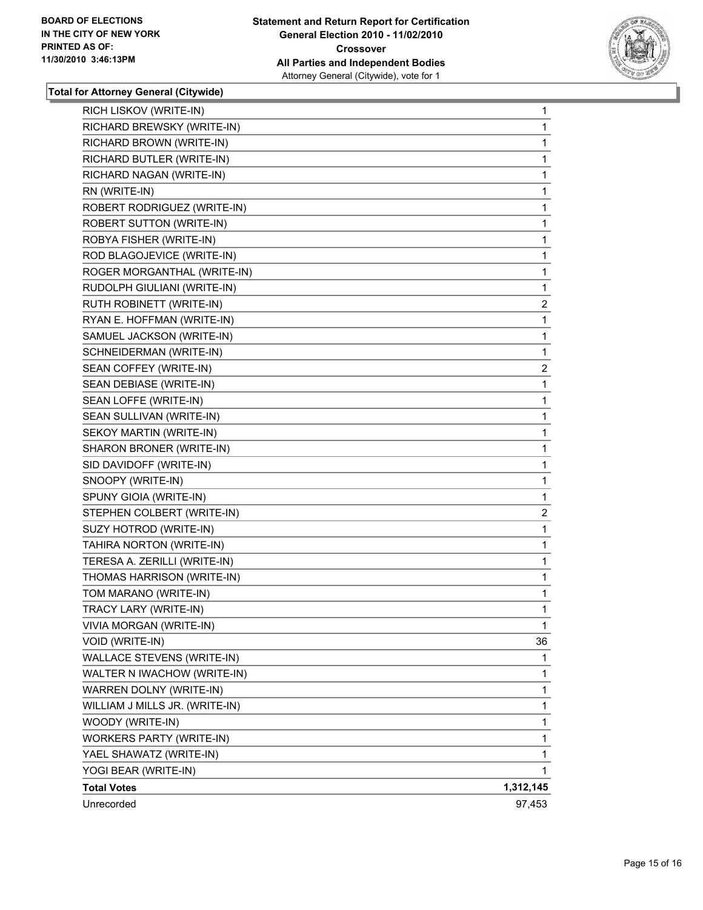**BOARD OF ELECTIONS IN THE CITY OF NEW YORK PRINTED AS OF: 11/30/2010 3:46:13PM**

**Statement and Return Report for Certification General Election 2010 - 11/02/2010 Crossover All Parties and Independent Bodies**
Attorney General (Citywide), vote for 1

**Total for Attorney General (Citywide)**

| | |
|---|---|
| RICH LISKOV (WRITE-IN) | 1 |
| RICHARD BREWSKY (WRITE-IN) | 1 |
| RICHARD BROWN (WRITE-IN) | 1 |
| RICHARD BUTLER (WRITE-IN) | 1 |
| RICHARD NAGAN (WRITE-IN) | 1 |
| RN (WRITE-IN) | 1 |
| ROBERT RODRIGUEZ (WRITE-IN) | 1 |
| ROBERT SUTTON (WRITE-IN) | 1 |
| ROBYA FISHER (WRITE-IN) | 1 |
| ROD BLAGOJEVICE (WRITE-IN) | 1 |
| ROGER MORGANTHAL (WRITE-IN) | 1 |
| RUDOLPH GIULIANI (WRITE-IN) | 1 |
| RUTH ROBINETT (WRITE-IN) | 2 |
| RYAN E. HOFFMAN (WRITE-IN) | 1 |
| SAMUEL JACKSON (WRITE-IN) | 1 |
| SCHNEIDERMAN (WRITE-IN) | 1 |
| SEAN COFFEY (WRITE-IN) | 2 |
| SEAN DEBIASE (WRITE-IN) | 1 |
| SEAN LOFFE (WRITE-IN) | 1 |
| SEAN SULLIVAN (WRITE-IN) | 1 |
| SEKOY MARTIN (WRITE-IN) | 1 |
| SHARON BRONER (WRITE-IN) | 1 |
| SID DAVIDOFF (WRITE-IN) | 1 |
| SNOOPY (WRITE-IN) | 1 |
| SPUNY GIOIA (WRITE-IN) | 1 |
| STEPHEN COLBERT (WRITE-IN) | 2 |
| SUZY HOTROD (WRITE-IN) | 1 |
| TAHIRA NORTON (WRITE-IN) | 1 |
| TERESA A. ZERILLI (WRITE-IN) | 1 |
| THOMAS HARRISON (WRITE-IN) | 1 |
| TOM MARANO (WRITE-IN) | 1 |
| TRACY LARY (WRITE-IN) | 1 |
| VIVIA MORGAN (WRITE-IN) | 1 |
| VOID (WRITE-IN) | 36 |
| WALLACE STEVENS (WRITE-IN) | 1 |
| WALTER N IWACHOW (WRITE-IN) | 1 |
| WARREN DOLNY (WRITE-IN) | 1 |
| WILLIAM J MILLS JR. (WRITE-IN) | 1 |
| WOODY (WRITE-IN) | 1 |
| WORKERS PARTY (WRITE-IN) | 1 |
| YAEL SHAWATZ (WRITE-IN) | 1 |
| YOGI BEAR (WRITE-IN) | 1 |
| **Total Votes** | **1,312,145** |
| Unrecorded | 97,453 |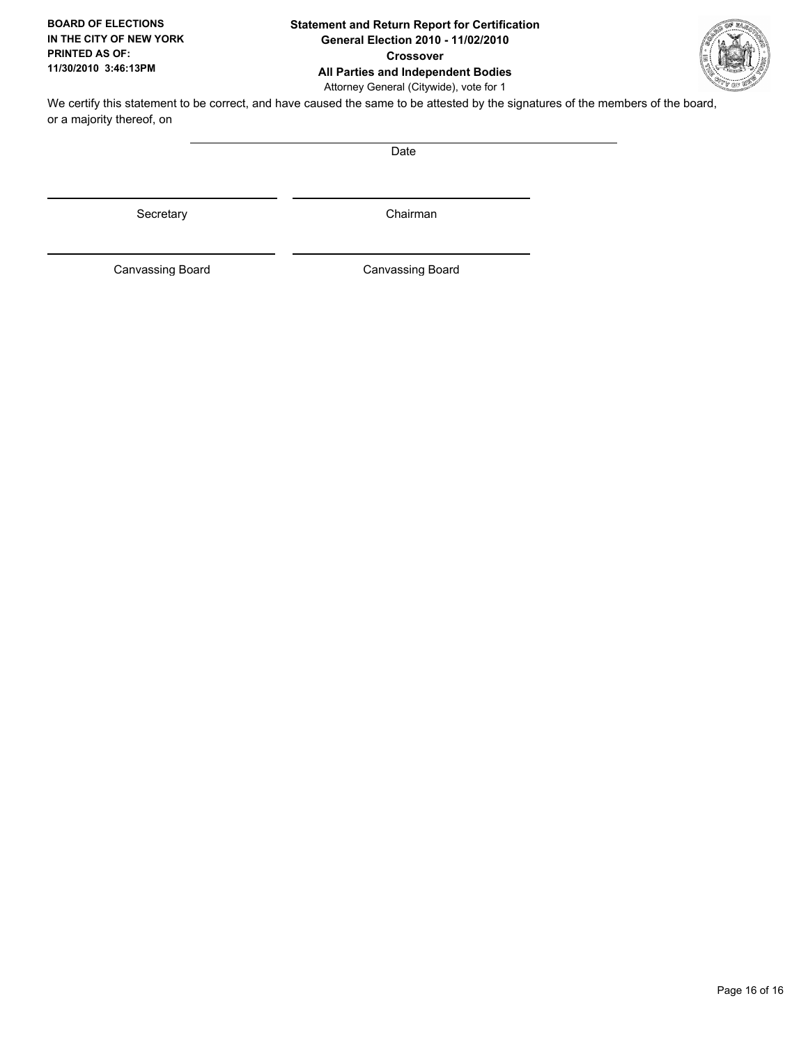BOARD OF ELECTIONS
IN THE CITY OF NEW YORK
PRINTED AS OF:
11/30/2010 3:46:13PM

**Statement and Return Report for Certification**
**General Election 2010 - 11/02/2010**
**Crossover**
**All Parties and Independent Bodies**
Attorney General (Citywide), vote for 1

We certify this statement to be correct, and have caused the same to be attested by the signatures of the members of the board, or a majority thereof, on

Date

Secretary

Chairman

Canvassing Board

Canvassing Board